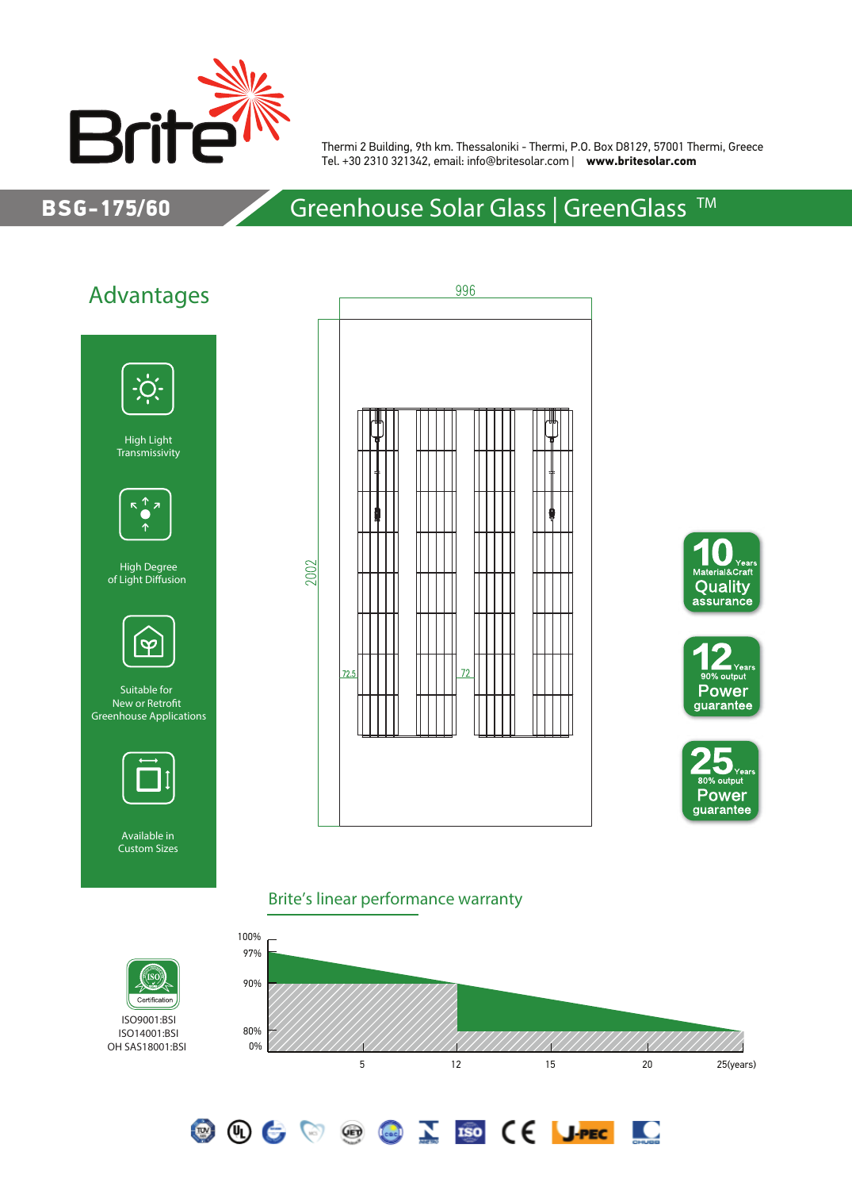Brite

Thermi 2 Building, 9th km. Thessaloniki - Thermi, P.O. Box D8129, 57001 Thermi, Greece
Tel. +30 2310 321342, email: info@britesolar.com | **www.britesolar.com**

# BSG-175/60 — Greenhouse Solar Glass | GreenGlass ™

## Advantages

- High Light Transmissivity
- High Degree of Light Diffusion
- Suitable for New or Retrofit Greenhouse Applications
- Available in Custom Sizes

996

2002

72.5

72

**10** Years Material&Craft **Quality** assurance

**12** Years 90% output **Power** guarantee

**25** Years 80% output **Power** guarantee

## Brite's linear performance warranty

100%
97%
90%
80%
0%

5 12 15 20 25(years)

ISO Certification

ISO9001:BSI
ISO14001:BSI
OH SAS18001:BSI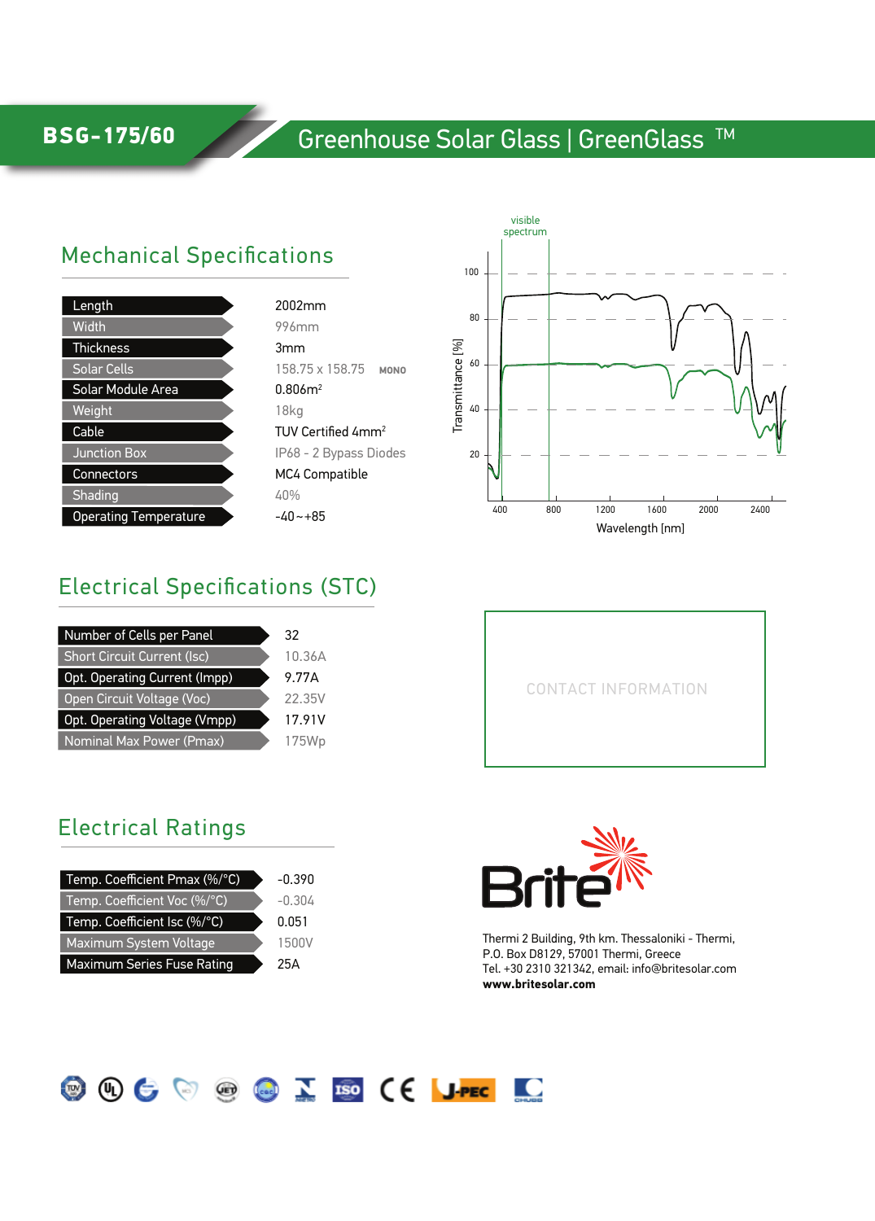# BSG-175/60

Greenhouse Solar Glass | GreenGlass ™

## Mechanical Specifications

| | |
|---|---|
| Length | 2002mm |
| Width | 996mm |
| Thickness | 3mm |
| Solar Cells | 158.75 x 158.75 MONO |
| Solar Module Area | 0.806m² |
| Weight | 18kg |
| Cable | TUV Certified 4mm² |
| Junction Box | IP68 - 2 Bypass Diodes |
| Connectors | MC4 Compatible |
| Shading | 40% |
| Operating Temperature | -40~+85 |

visible spectrum

Transmittance [%]

100
80
60
40
20

400
800
1200
1600
2000
2400

Wavelength [nm]

## Electrical Specifications (STC)

| | |
|---|---|
| Number of Cells per Panel | 32 |
| Short Circuit Current (Isc) | 10.36A |
| Opt. Operating Current (Impp) | 9.77A |
| Open Circuit Voltage (Voc) | 22.35V |
| Opt. Operating Voltage (Vmpp) | 17.91V |
| Nominal Max Power (Pmax) | 175Wp |

CONTACT INFORMATION

## Electrical Ratings

| | |
|---|---|
| Temp. Coefficient Pmax (%/°C) | -0.390 |
| Temp. Coefficient Voc (%/°C) | -0.304 |
| Temp. Coefficient Isc (%/°C) | 0.051 |
| Maximum System Voltage | 1500V |
| Maximum Series Fuse Rating | 25A |

Brite

Thermi 2 Building, 9th km. Thessaloniki - Thermi,
P.O. Box D8129, 57001 Thermi, Greece
Tel. +30 2310 321342, email: info@britesolar.com
**www.britesolar.com**